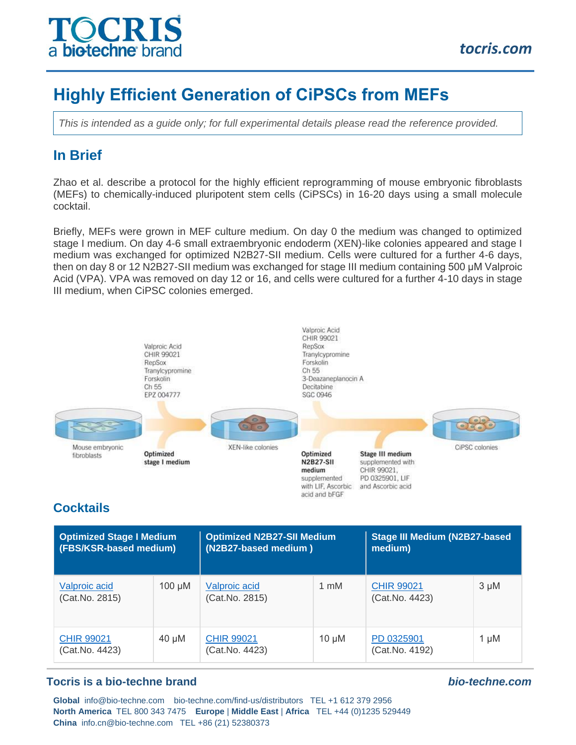# Highly Efficient Generation of CiPSCs from MEFs

*This is intended as a guide only; for full experimental details please read the reference provided.*

## In Brief

Zhao et al. describe a protocol for the highly efficient reprogramming of mouse embryonic fibroblasts (MEFs) to chemically-induced pluripotent stem cells (CiPSCs) in 16-20 days using a small molecule cocktail.

Briefly, MEFs were grown in MEF culture medium. On day 0 the medium was changed to optimized stage I medium. On day 4-6 small extraembryonic endoderm (XEN)-like colonies appeared and stage I medium was exchanged for optimized N2B27-SII medium. Cells were cultured for a further 4-6 days, then on day 8 or 12 N2B27-SII medium was exchanged for stage III medium containing 500 μM Valproic Acid (VPA). VPA was removed on day 12 or 16, and cells were cultured for a further 4-10 days in stage III medium, when CiPSC colonies emerged.

Mouse embryonic fibroblasts → **Optimized stage I medium** (Valproic Acid, CHIR 99021, RepSox, Tranylcypromine, Forskolin, Ch 55, EPZ 004777) → XEN-like colonies → **Optimized N2B27-SII medium** supplemented with LIF, Ascorbic acid and bFGF (Valproic Acid, CHIR 99021, RepSox, Tranylcypromine, Forskolin, Ch 55, 3-Deazaneplanocin A, Decitabine, SGC 0946) → **Stage III medium** supplemented with CHIR 99021, PD 0325901, LIF and Ascorbic acid → CiPSC colonies

## Cocktails

| Optimized Stage I Medium (FBS/KSR-based medium) | | Optimized N2B27-SII Medium (N2B27-based medium ) | | Stage III Medium (N2B27-based medium) | |
|---|---|---|---|---|---|
| Valproic acid (Cat.No. 2815) | 100 μM | Valproic acid (Cat.No. 2815) | 1 mM | CHIR 99021 (Cat.No. 4423) | 3 μM |
| CHIR 99021 (Cat.No. 4423) | 40 μM | CHIR 99021 (Cat.No. 4423) | 10 μM | PD 0325901 (Cat.No. 4192) | 1 μM |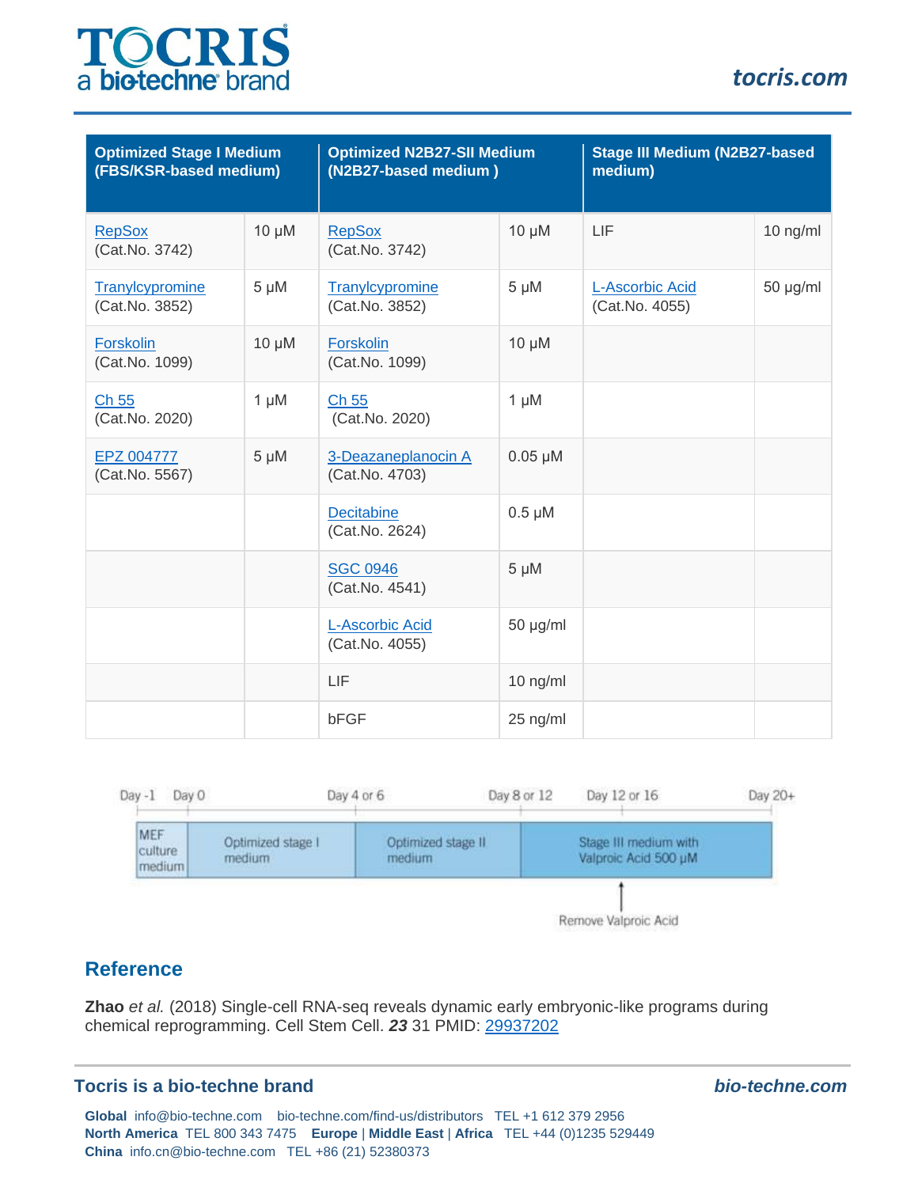| Optimized Stage I Medium (FBS/KSR-based medium) | | Optimized N2B27-SII Medium (N2B27-based medium ) | | Stage III Medium (N2B27-based medium) | |
|---|---|---|---|---|---|
| RepSox (Cat.No. 3742) | 10 µM | RepSox (Cat.No. 3742) | 10 µM | LIF | 10 ng/ml |
| Tranylcypromine (Cat.No. 3852) | 5 µM | Tranylcypromine (Cat.No. 3852) | 5 µM | L-Ascorbic Acid (Cat.No. 4055) | 50 µg/ml |
| Forskolin (Cat.No. 1099) | 10 µM | Forskolin (Cat.No. 1099) | 10 µM | | |
| Ch 55 (Cat.No. 2020) | 1 µM | Ch 55 (Cat.No. 2020) | 1 µM | | |
| EPZ 004777 (Cat.No. 5567) | 5 µM | 3-Deazaneplanocin A (Cat.No. 4703) | 0.05 µM | | |
| | | Decitabine (Cat.No. 2624) | 0.5 µM | | |
| | | SGC 0946 (Cat.No. 4541) | 5 µM | | |
| | | L-Ascorbic Acid (Cat.No. 4055) | 50 µg/ml | | |
| | | LIF | 10 ng/ml | | |
| | | bFGF | 25 ng/ml | | |

Day -1
Day 0
Day 4 or 6
Day 8 or 12
Day 12 or 16
Day 20+
MEF culture medium
Optimized stage I medium
Optimized stage II medium
Stage III medium with Valproic Acid 500 µM
Remove Valproic Acid

## Reference

**Zhao** *et al.* (2018) Single-cell RNA-seq reveals dynamic early embryonic-like programs during chemical reprogramming. Cell Stem Cell. ***23*** 31 PMID: 29937202

**Tocris is a bio-techne brand** ***bio-techne.com***

**Global** info@bio-techne.com bio-techne.com/find-us/distributors TEL +1 612 379 2956
**North America** TEL 800 343 7475 **Europe** | **Middle East** | **Africa** TEL +44 (0)1235 529449
**China** info.cn@bio-techne.com TEL +86 (21) 52380373